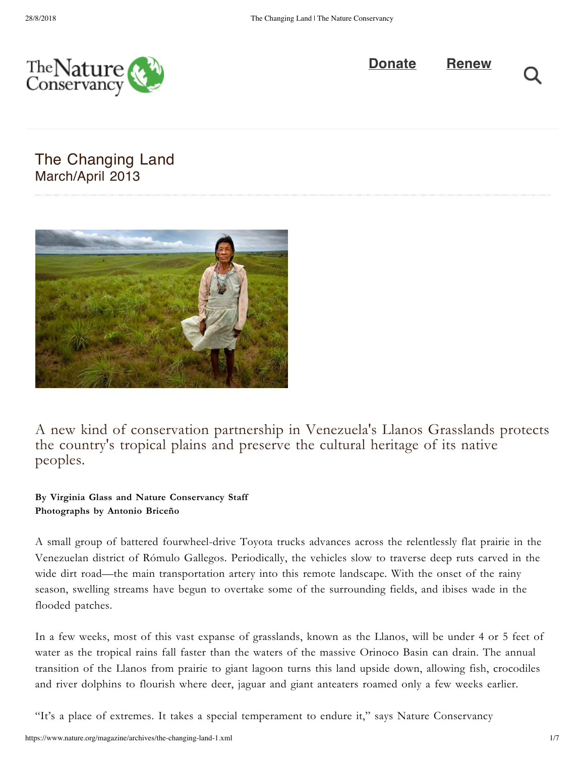# The Changing Land

## March/April 2013

A new kind of conservation partnership in Venezuela's Llanos Grasslands protects the country's tropical plains and preserve the cultural heritage of its native peoples.

**By Virginia Glass and Nature Conservancy Staff**
**Photographs by Antonio Briceño**

A small group of battered fourwheel-drive Toyota trucks advances across the relentlessly flat prairie in the Venezuelan district of Rómulo Gallegos. Periodically, the vehicles slow to traverse deep ruts carved in the wide dirt road—the main transportation artery into this remote landscape. With the onset of the rainy season, swelling streams have begun to overtake some of the surrounding fields, and ibises wade in the flooded patches.

In a few weeks, most of this vast expanse of grasslands, known as the Llanos, will be under 4 or 5 feet of water as the tropical rains fall faster than the waters of the massive Orinoco Basin can drain. The annual transition of the Llanos from prairie to giant lagoon turns this land upside down, allowing fish, crocodiles and river dolphins to flourish where deer, jaguar and giant anteaters roamed only a few weeks earlier.

"It's a place of extremes. It takes a special temperament to endure it," says Nature Conservancy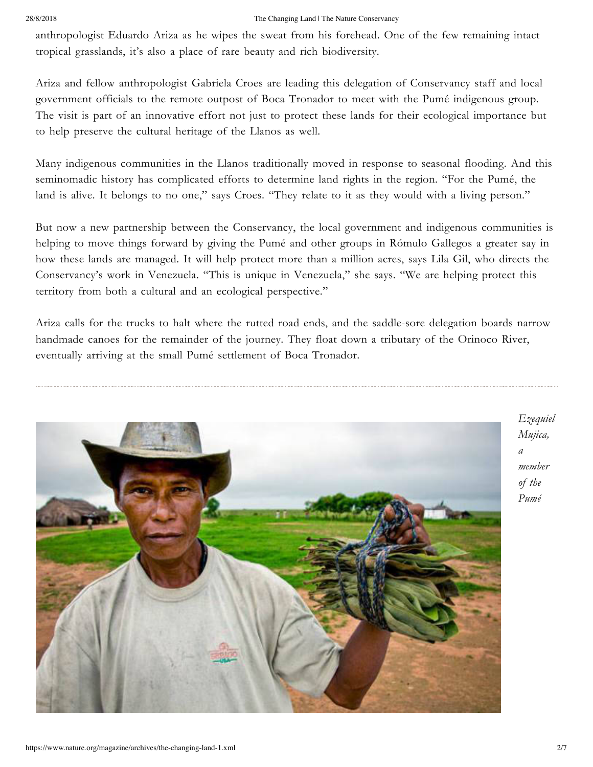anthropologist Eduardo Ariza as he wipes the sweat from his forehead. One of the few remaining intact tropical grasslands, it's also a place of rare beauty and rich biodiversity.

Ariza and fellow anthropologist Gabriela Croes are leading this delegation of Conservancy staff and local government officials to the remote outpost of Boca Tronador to meet with the Pumé indigenous group. The visit is part of an innovative effort not just to protect these lands for their ecological importance but to help preserve the cultural heritage of the Llanos as well.

Many indigenous communities in the Llanos traditionally moved in response to seasonal flooding. And this seminomadic history has complicated efforts to determine land rights in the region. "For the Pumé, the land is alive. It belongs to no one," says Croes. "They relate to it as they would with a living person."

But now a new partnership between the Conservancy, the local government and indigenous communities is helping to move things forward by giving the Pumé and other groups in Rómulo Gallegos a greater say in how these lands are managed. It will help protect more than a million acres, says Lila Gil, who directs the Conservancy's work in Venezuela. "This is unique in Venezuela," she says. "We are helping protect this territory from both a cultural and an ecological perspective."

Ariza calls for the trucks to halt where the rutted road ends, and the saddle-sore delegation boards narrow handmade canoes for the remainder of the journey. They float down a tributary of the Orinoco River, eventually arriving at the small Pumé settlement of Boca Tronador.

---

*Ezequiel Mujica, a member of the Pumé*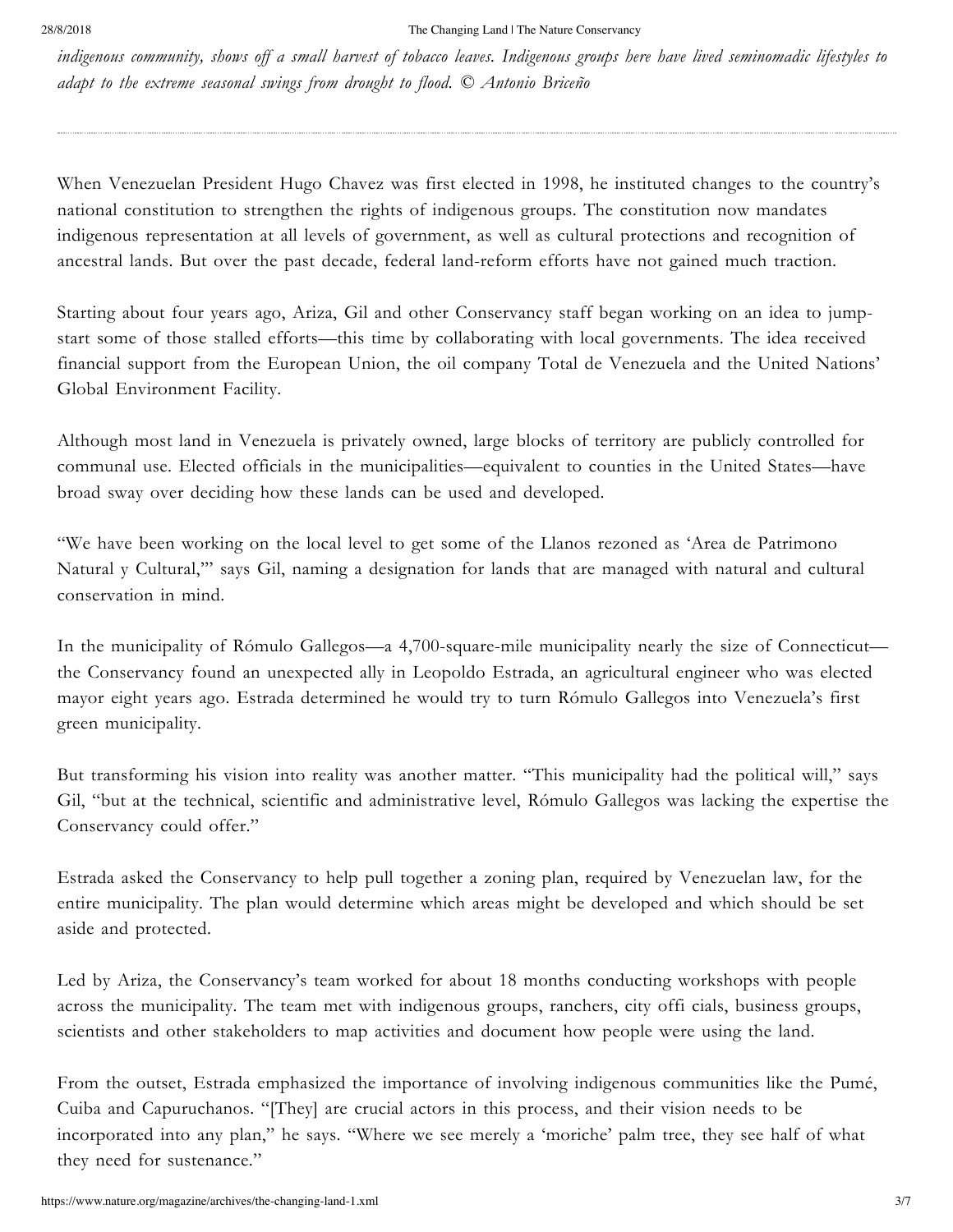*indigenous community, shows off a small harvest of tobacco leaves. Indigenous groups here have lived seminomadic lifestyles to adapt to the extreme seasonal swings from drought to flood. © Antonio Briceño*

When Venezuelan President Hugo Chavez was first elected in 1998, he instituted changes to the country's national constitution to strengthen the rights of indigenous groups. The constitution now mandates indigenous representation at all levels of government, as well as cultural protections and recognition of ancestral lands. But over the past decade, federal land-reform efforts have not gained much traction.

Starting about four years ago, Ariza, Gil and other Conservancy staff began working on an idea to jump-start some of those stalled efforts—this time by collaborating with local governments. The idea received financial support from the European Union, the oil company Total de Venezuela and the United Nations' Global Environment Facility.

Although most land in Venezuela is privately owned, large blocks of territory are publicly controlled for communal use. Elected officials in the municipalities—equivalent to counties in the United States—have broad sway over deciding how these lands can be used and developed.

"We have been working on the local level to get some of the Llanos rezoned as 'Area de Patrimono Natural y Cultural,'" says Gil, naming a designation for lands that are managed with natural and cultural conservation in mind.

In the municipality of Rómulo Gallegos—a 4,700-square-mile municipality nearly the size of Connecticut—the Conservancy found an unexpected ally in Leopoldo Estrada, an agricultural engineer who was elected mayor eight years ago. Estrada determined he would try to turn Rómulo Gallegos into Venezuela's first green municipality.

But transforming his vision into reality was another matter. "This municipality had the political will," says Gil, "but at the technical, scientific and administrative level, Rómulo Gallegos was lacking the expertise the Conservancy could offer."

Estrada asked the Conservancy to help pull together a zoning plan, required by Venezuelan law, for the entire municipality. The plan would determine which areas might be developed and which should be set aside and protected.

Led by Ariza, the Conservancy's team worked for about 18 months conducting workshops with people across the municipality. The team met with indigenous groups, ranchers, city offi cials, business groups, scientists and other stakeholders to map activities and document how people were using the land.

From the outset, Estrada emphasized the importance of involving indigenous communities like the Pumé, Cuiba and Capuruchanos. "[They] are crucial actors in this process, and their vision needs to be incorporated into any plan," he says. "Where we see merely a 'moriche' palm tree, they see half of what they need for sustenance."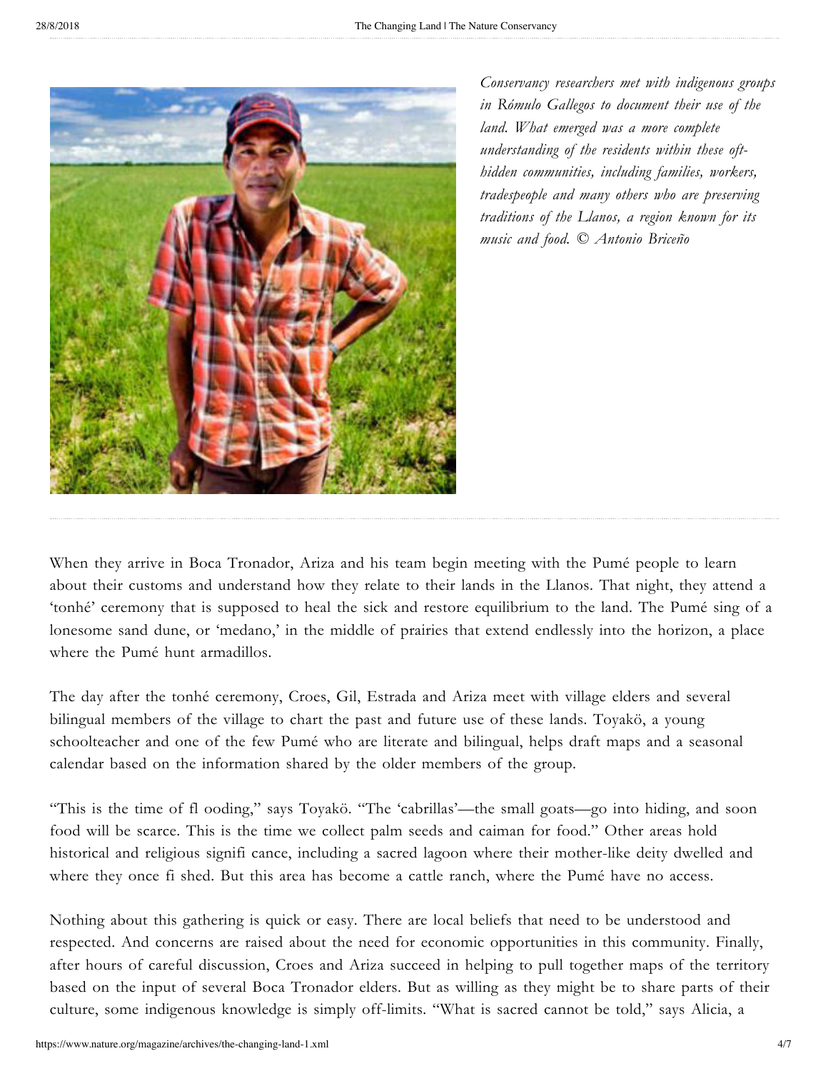*Conservancy researchers met with indigenous groups in Rómulo Gallegos to document their use of the land. What emerged was a more complete understanding of the residents within these oft-hidden communities, including families, workers, tradespeople and many others who are preserving traditions of the Llanos, a region known for its music and food. © Antonio Briceño*

When they arrive in Boca Tronador, Ariza and his team begin meeting with the Pumé people to learn about their customs and understand how they relate to their lands in the Llanos. That night, they attend a 'tonhé' ceremony that is supposed to heal the sick and restore equilibrium to the land. The Pumé sing of a lonesome sand dune, or 'medano,' in the middle of prairies that extend endlessly into the horizon, a place where the Pumé hunt armadillos.

The day after the tonhé ceremony, Croes, Gil, Estrada and Ariza meet with village elders and several bilingual members of the village to chart the past and future use of these lands. Toyakö, a young schoolteacher and one of the few Pumé who are literate and bilingual, helps draft maps and a seasonal calendar based on the information shared by the older members of the group.

"This is the time of fl ooding," says Toyakö. "The 'cabrillas'—the small goats—go into hiding, and soon food will be scarce. This is the time we collect palm seeds and caiman for food." Other areas hold historical and religious signifi cance, including a sacred lagoon where their mother-like deity dwelled and where they once fi shed. But this area has become a cattle ranch, where the Pumé have no access.

Nothing about this gathering is quick or easy. There are local beliefs that need to be understood and respected. And concerns are raised about the need for economic opportunities in this community. Finally, after hours of careful discussion, Croes and Ariza succeed in helping to pull together maps of the territory based on the input of several Boca Tronador elders. But as willing as they might be to share parts of their culture, some indigenous knowledge is simply off-limits. "What is sacred cannot be told," says Alicia, a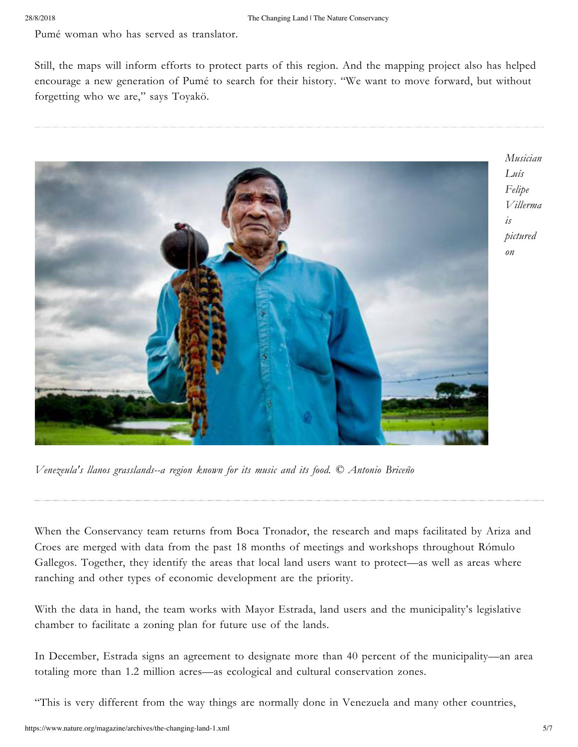Pumé woman who has served as translator.

Still, the maps will inform efforts to protect parts of this region. And the mapping project also has helped encourage a new generation of Pumé to search for their history. "We want to move forward, but without forgetting who we are," says Toyakö.

*Musician Luís Felipe Villerma is pictured on Venezeula's llanos grasslands--a region known for its music and its food. © Antonio Briceño*

When the Conservancy team returns from Boca Tronador, the research and maps facilitated by Ariza and Croes are merged with data from the past 18 months of meetings and workshops throughout Rómulo Gallegos. Together, they identify the areas that local land users want to protect—as well as areas where ranching and other types of economic development are the priority.

With the data in hand, the team works with Mayor Estrada, land users and the municipality's legislative chamber to facilitate a zoning plan for future use of the lands.

In December, Estrada signs an agreement to designate more than 40 percent of the municipality—an area totaling more than 1.2 million acres—as ecological and cultural conservation zones.

"This is very different from the way things are normally done in Venezuela and many other countries,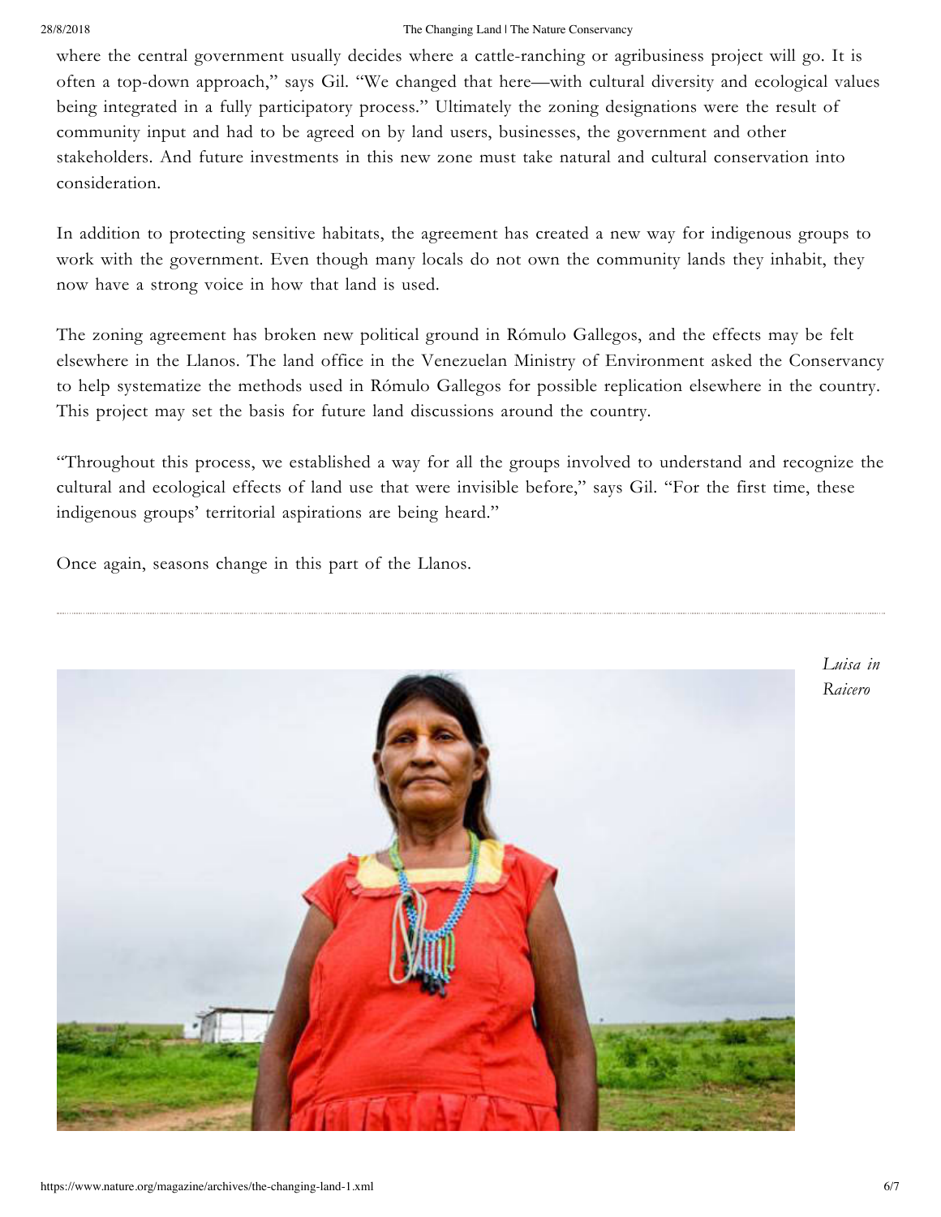where the central government usually decides where a cattle-ranching or agribusiness project will go. It is often a top-down approach," says Gil. "We changed that here—with cultural diversity and ecological values being integrated in a fully participatory process." Ultimately the zoning designations were the result of community input and had to be agreed on by land users, businesses, the government and other stakeholders. And future investments in this new zone must take natural and cultural conservation into consideration.

In addition to protecting sensitive habitats, the agreement has created a new way for indigenous groups to work with the government. Even though many locals do not own the community lands they inhabit, they now have a strong voice in how that land is used.

The zoning agreement has broken new political ground in Rómulo Gallegos, and the effects may be felt elsewhere in the Llanos. The land office in the Venezuelan Ministry of Environment asked the Conservancy to help systematize the methods used in Rómulo Gallegos for possible replication elsewhere in the country. This project may set the basis for future land discussions around the country.

"Throughout this process, we established a way for all the groups involved to understand and recognize the cultural and ecological effects of land use that were invisible before," says Gil. "For the first time, these indigenous groups' territorial aspirations are being heard."

Once again, seasons change in this part of the Llanos.

---

*Luisa in Raicero*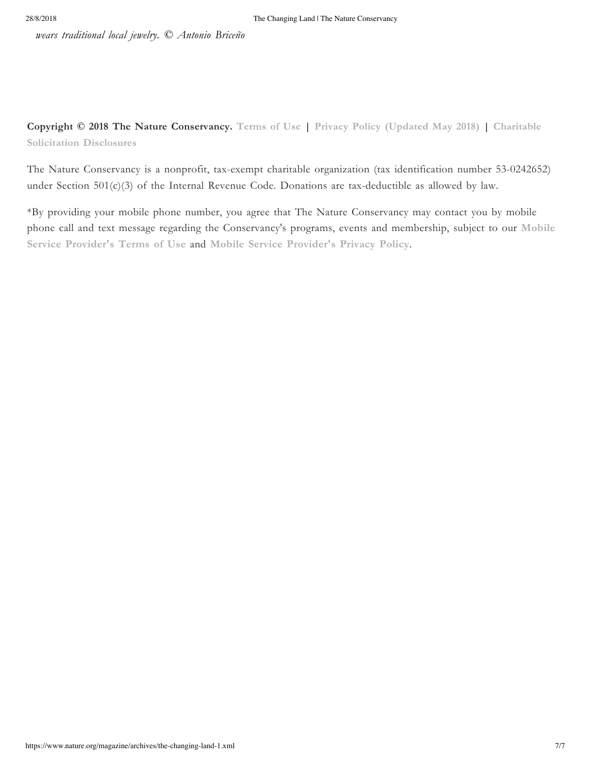*wears traditional local jewelry. © Antonio Briceño*

**Copyright © 2018 The Nature Conservancy. Terms of Use | Privacy Policy (Updated May 2018) | Charitable Solicitation Disclosures**

The Nature Conservancy is a nonprofit, tax-exempt charitable organization (tax identification number 53-0242652) under Section 501(c)(3) of the Internal Revenue Code. Donations are tax-deductible as allowed by law.

*By providing your mobile phone number, you agree that The Nature Conservancy may contact you by mobile phone call and text message regarding the Conservancy's programs, events and membership, subject to our **Mobile Service Provider's Terms of Use** and **Mobile Service Provider's Privacy Policy**.